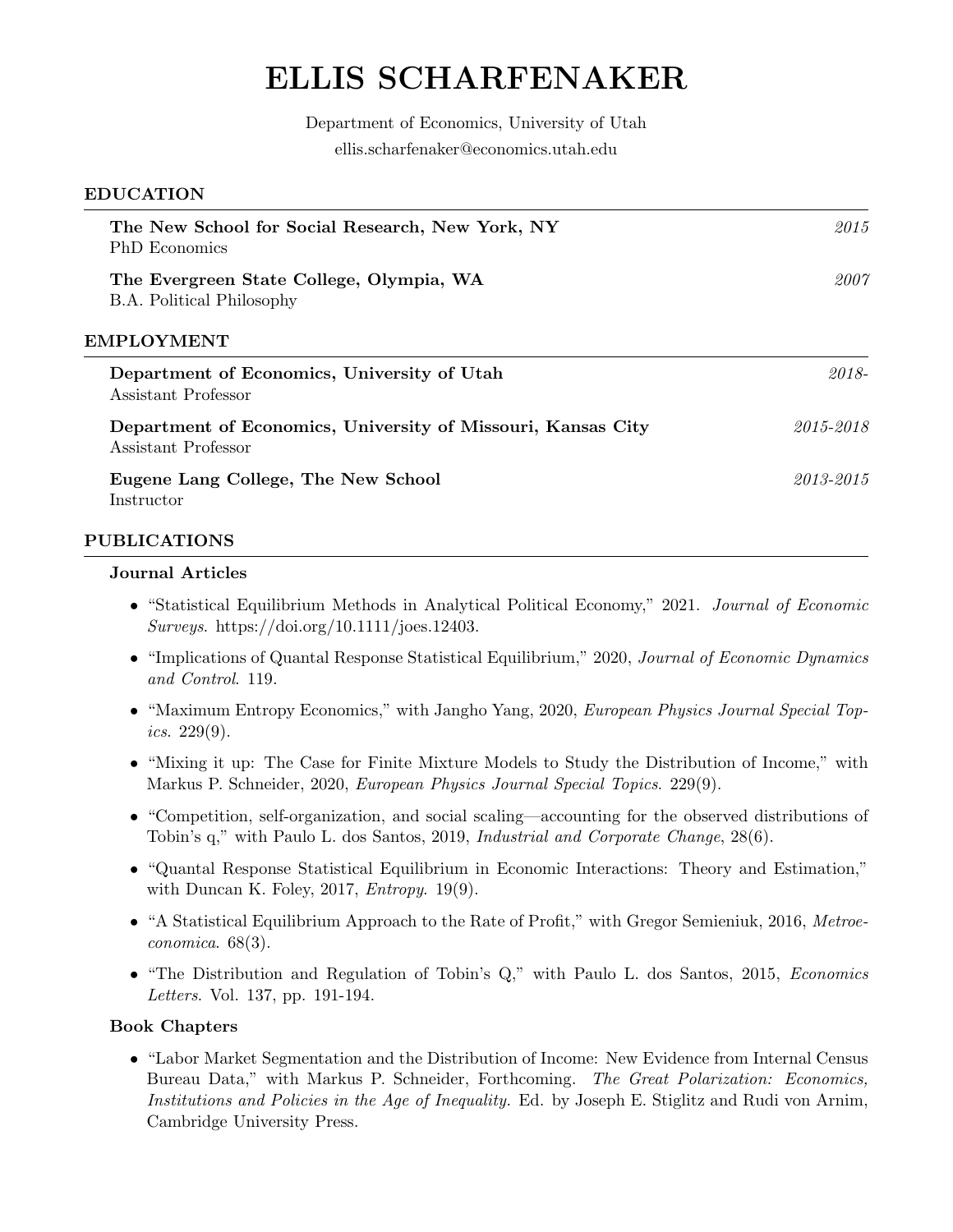# ELLIS SCHARFENAKER

Department of Economics, University of Utah
ellis.scharfenaker@economics.utah.edu

## EDUCATION

**The New School for Social Research, New York, NY** *2015*
PhD Economics

**The Evergreen State College, Olympia, WA** *2007*
B.A. Political Philosophy

## EMPLOYMENT

**Department of Economics, University of Utah** *2018-*
Assistant Professor

**Department of Economics, University of Missouri, Kansas City** *2015-2018*
Assistant Professor

**Eugene Lang College, The New School** *2013-2015*
Instructor

## PUBLICATIONS

### Journal Articles

- "Statistical Equilibrium Methods in Analytical Political Economy," 2021. *Journal of Economic Surveys*. https://doi.org/10.1111/joes.12403.
- "Implications of Quantal Response Statistical Equilibrium," 2020, *Journal of Economic Dynamics and Control*. 119.
- "Maximum Entropy Economics," with Jangho Yang, 2020, *European Physics Journal Special Topics*. 229(9).
- "Mixing it up: The Case for Finite Mixture Models to Study the Distribution of Income," with Markus P. Schneider, 2020, *European Physics Journal Special Topics*. 229(9).
- "Competition, self-organization, and social scaling—accounting for the observed distributions of Tobin's q," with Paulo L. dos Santos, 2019, *Industrial and Corporate Change*, 28(6).
- "Quantal Response Statistical Equilibrium in Economic Interactions: Theory and Estimation," with Duncan K. Foley, 2017, *Entropy*. 19(9).
- "A Statistical Equilibrium Approach to the Rate of Profit," with Gregor Semieniuk, 2016, *Metroeconomica*. 68(3).
- "The Distribution and Regulation of Tobin's Q," with Paulo L. dos Santos, 2015, *Economics Letters*. Vol. 137, pp. 191-194.

### Book Chapters

- "Labor Market Segmentation and the Distribution of Income: New Evidence from Internal Census Bureau Data," with Markus P. Schneider, Forthcoming. *The Great Polarization: Economics, Institutions and Policies in the Age of Inequality.* Ed. by Joseph E. Stiglitz and Rudi von Arnim, Cambridge University Press.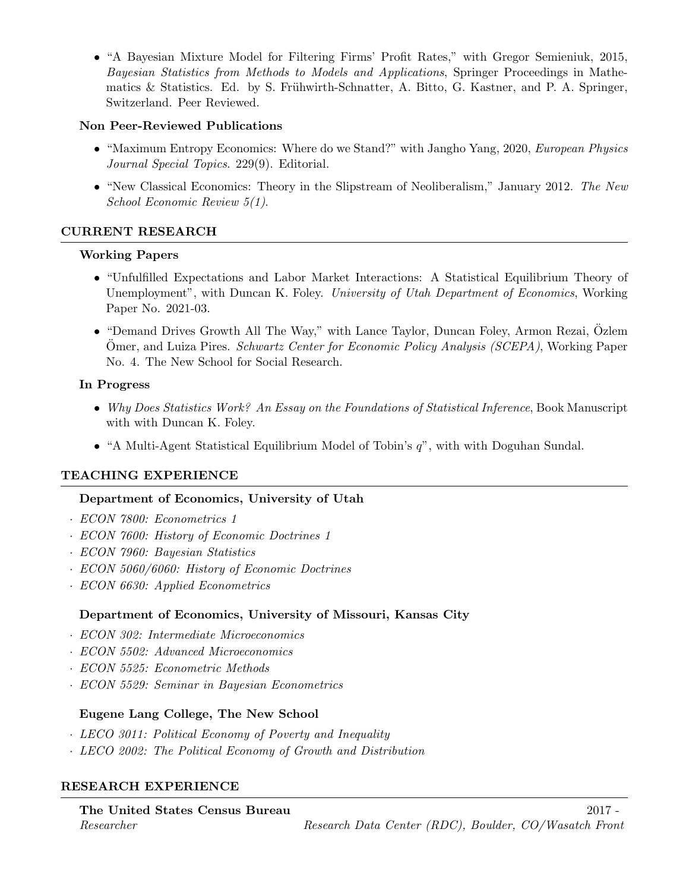- "A Bayesian Mixture Model for Filtering Firms' Profit Rates," with Gregor Semieniuk, 2015, *Bayesian Statistics from Methods to Models and Applications*, Springer Proceedings in Mathematics & Statistics. Ed. by S. Frühwirth-Schnatter, A. Bitto, G. Kastner, and P. A. Springer, Switzerland. Peer Reviewed.

### Non Peer-Reviewed Publications

- "Maximum Entropy Economics: Where do we Stand?" with Jangho Yang, 2020, *European Physics Journal Special Topics*. 229(9). Editorial.
- "New Classical Economics: Theory in the Slipstream of Neoliberalism," January 2012. *The New School Economic Review 5(1)*.

## CURRENT RESEARCH

### Working Papers

- "Unfulfilled Expectations and Labor Market Interactions: A Statistical Equilibrium Theory of Unemployment", with Duncan K. Foley. *University of Utah Department of Economics*, Working Paper No. 2021-03.
- "Demand Drives Growth All The Way," with Lance Taylor, Duncan Foley, Armon Rezai, Özlem Ömer, and Luiza Pires. *Schwartz Center for Economic Policy Analysis (SCEPA)*, Working Paper No. 4. The New School for Social Research.

### In Progress

- *Why Does Statistics Work? An Essay on the Foundations of Statistical Inference*, Book Manuscript with with Duncan K. Foley.
- "A Multi-Agent Statistical Equilibrium Model of Tobin's $q$", with with Doguhan Sundal.

## TEACHING EXPERIENCE

### Department of Economics, University of Utah

- *ECON 7800: Econometrics 1*
- *ECON 7600: History of Economic Doctrines 1*
- *ECON 7960: Bayesian Statistics*
- *ECON 5060/6060: History of Economic Doctrines*
- *ECON 6630: Applied Econometrics*

### Department of Economics, University of Missouri, Kansas City

- *ECON 302: Intermediate Microeconomics*
- *ECON 5502: Advanced Microeconomics*
- *ECON 5525: Econometric Methods*
- *ECON 5529: Seminar in Bayesian Econometrics*

### Eugene Lang College, The New School

- *LECO 3011: Political Economy of Poverty and Inequality*
- *LECO 2002: The Political Economy of Growth and Distribution*

## RESEARCH EXPERIENCE

**The United States Census Bureau** 2017 -
*Researcher* *Research Data Center (RDC), Boulder, CO/Wasatch Front*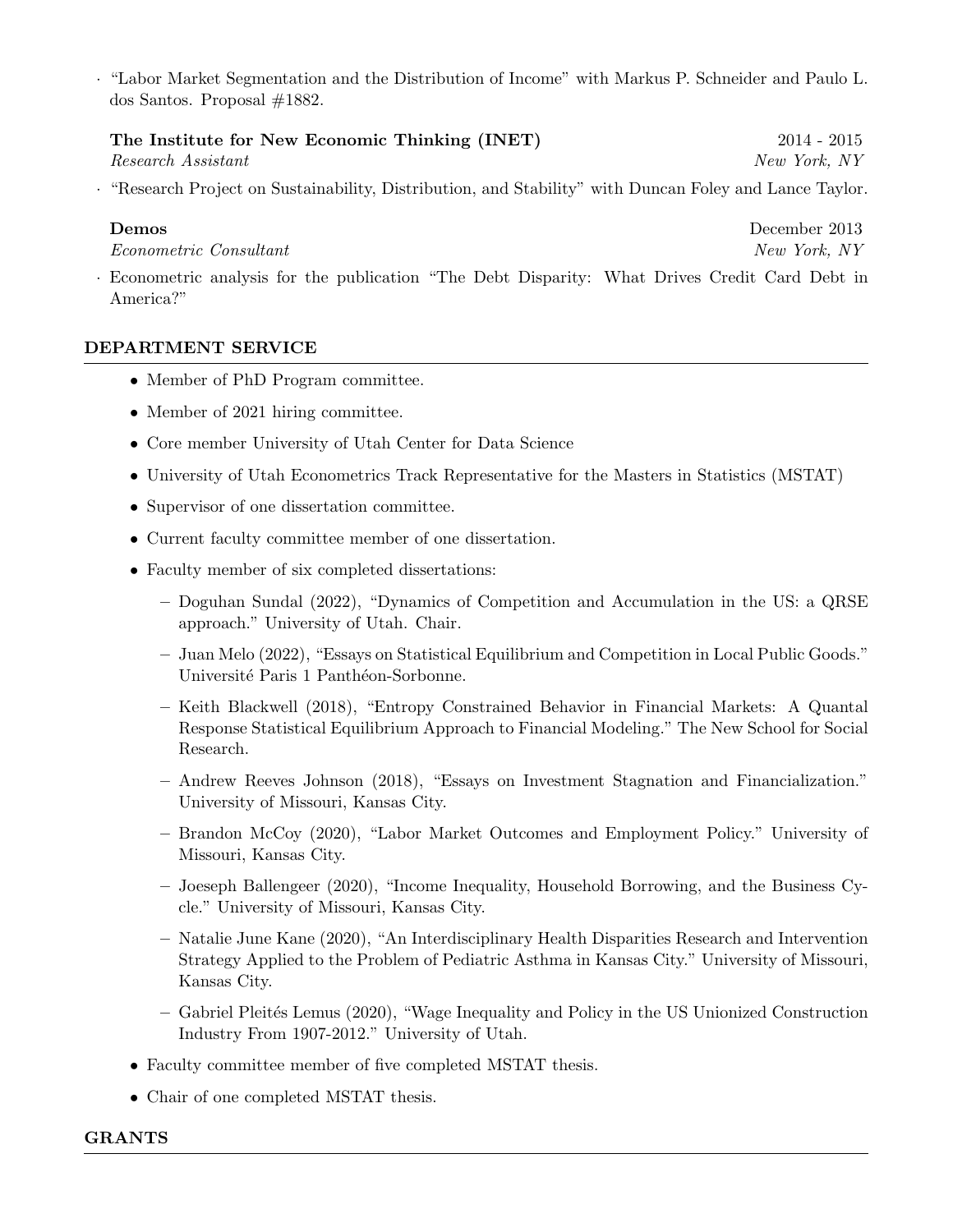- "Labor Market Segmentation and the Distribution of Income" with Markus P. Schneider and Paulo L. dos Santos. Proposal #1882.

**The Institute for New Economic Thinking (INET)** 2014 - 2015
*Research Assistant* *New York, NY*

- "Research Project on Sustainability, Distribution, and Stability" with Duncan Foley and Lance Taylor.

**Demos** December 2013
*Econometric Consultant* *New York, NY*

- Econometric analysis for the publication "The Debt Disparity: What Drives Credit Card Debt in America?"

## DEPARTMENT SERVICE

- Member of PhD Program committee.
- Member of 2021 hiring committee.
- Core member University of Utah Center for Data Science
- University of Utah Econometrics Track Representative for the Masters in Statistics (MSTAT)
- Supervisor of one dissertation committee.
- Current faculty committee member of one dissertation.
- Faculty member of six completed dissertations:
  - Doguhan Sundal (2022), "Dynamics of Competition and Accumulation in the US: a QRSE approach." University of Utah. Chair.
  - Juan Melo (2022), "Essays on Statistical Equilibrium and Competition in Local Public Goods." Université Paris 1 Panthéon-Sorbonne.
  - Keith Blackwell (2018), "Entropy Constrained Behavior in Financial Markets: A Quantal Response Statistical Equilibrium Approach to Financial Modeling." The New School for Social Research.
  - Andrew Reeves Johnson (2018), "Essays on Investment Stagnation and Financialization." University of Missouri, Kansas City.
  - Brandon McCoy (2020), "Labor Market Outcomes and Employment Policy." University of Missouri, Kansas City.
  - Joeseph Ballengeer (2020), "Income Inequality, Household Borrowing, and the Business Cycle." University of Missouri, Kansas City.
  - Natalie June Kane (2020), "An Interdisciplinary Health Disparities Research and Intervention Strategy Applied to the Problem of Pediatric Asthma in Kansas City." University of Missouri, Kansas City.
  - Gabriel Pleités Lemus (2020), "Wage Inequality and Policy in the US Unionized Construction Industry From 1907-2012." University of Utah.
- Faculty committee member of five completed MSTAT thesis.
- Chair of one completed MSTAT thesis.

## GRANTS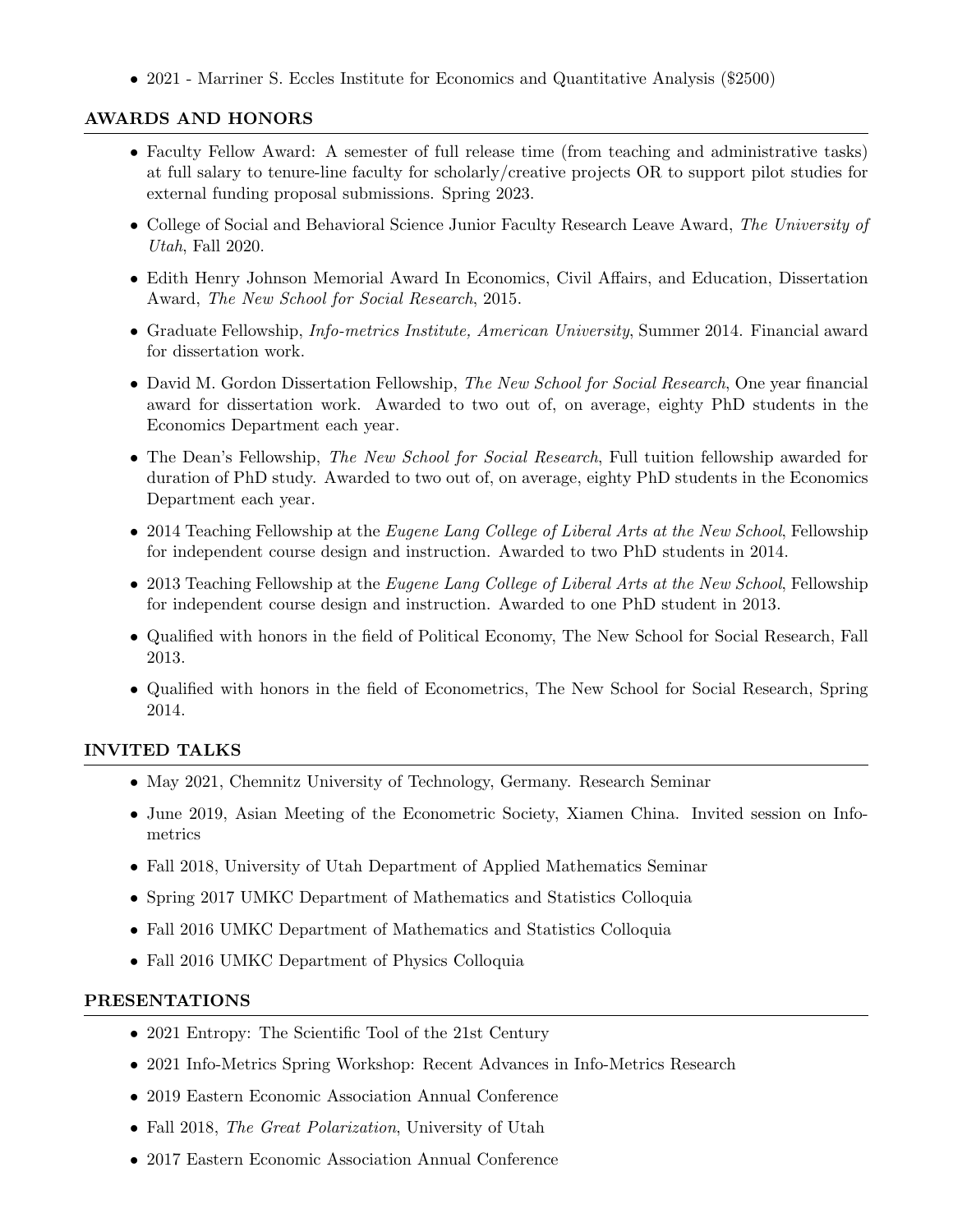- 2021 - Marriner S. Eccles Institute for Economics and Quantitative Analysis ($2500)

## AWARDS AND HONORS

- Faculty Fellow Award: A semester of full release time (from teaching and administrative tasks) at full salary to tenure-line faculty for scholarly/creative projects OR to support pilot studies for external funding proposal submissions. Spring 2023.
- College of Social and Behavioral Science Junior Faculty Research Leave Award, *The University of Utah*, Fall 2020.
- Edith Henry Johnson Memorial Award In Economics, Civil Affairs, and Education, Dissertation Award, *The New School for Social Research*, 2015.
- Graduate Fellowship, *Info-metrics Institute, American University*, Summer 2014. Financial award for dissertation work.
- David M. Gordon Dissertation Fellowship, *The New School for Social Research*, One year financial award for dissertation work. Awarded to two out of, on average, eighty PhD students in the Economics Department each year.
- The Dean's Fellowship, *The New School for Social Research*, Full tuition fellowship awarded for duration of PhD study. Awarded to two out of, on average, eighty PhD students in the Economics Department each year.
- 2014 Teaching Fellowship at the *Eugene Lang College of Liberal Arts at the New School*, Fellowship for independent course design and instruction. Awarded to two PhD students in 2014.
- 2013 Teaching Fellowship at the *Eugene Lang College of Liberal Arts at the New School*, Fellowship for independent course design and instruction. Awarded to one PhD student in 2013.
- Qualified with honors in the field of Political Economy, The New School for Social Research, Fall 2013.
- Qualified with honors in the field of Econometrics, The New School for Social Research, Spring 2014.

## INVITED TALKS

- May 2021, Chemnitz University of Technology, Germany. Research Seminar
- June 2019, Asian Meeting of the Econometric Society, Xiamen China. Invited session on Info-metrics
- Fall 2018, University of Utah Department of Applied Mathematics Seminar
- Spring 2017 UMKC Department of Mathematics and Statistics Colloquia
- Fall 2016 UMKC Department of Mathematics and Statistics Colloquia
- Fall 2016 UMKC Department of Physics Colloquia

## PRESENTATIONS

- 2021 Entropy: The Scientific Tool of the 21st Century
- 2021 Info-Metrics Spring Workshop: Recent Advances in Info-Metrics Research
- 2019 Eastern Economic Association Annual Conference
- Fall 2018, *The Great Polarization*, University of Utah
- 2017 Eastern Economic Association Annual Conference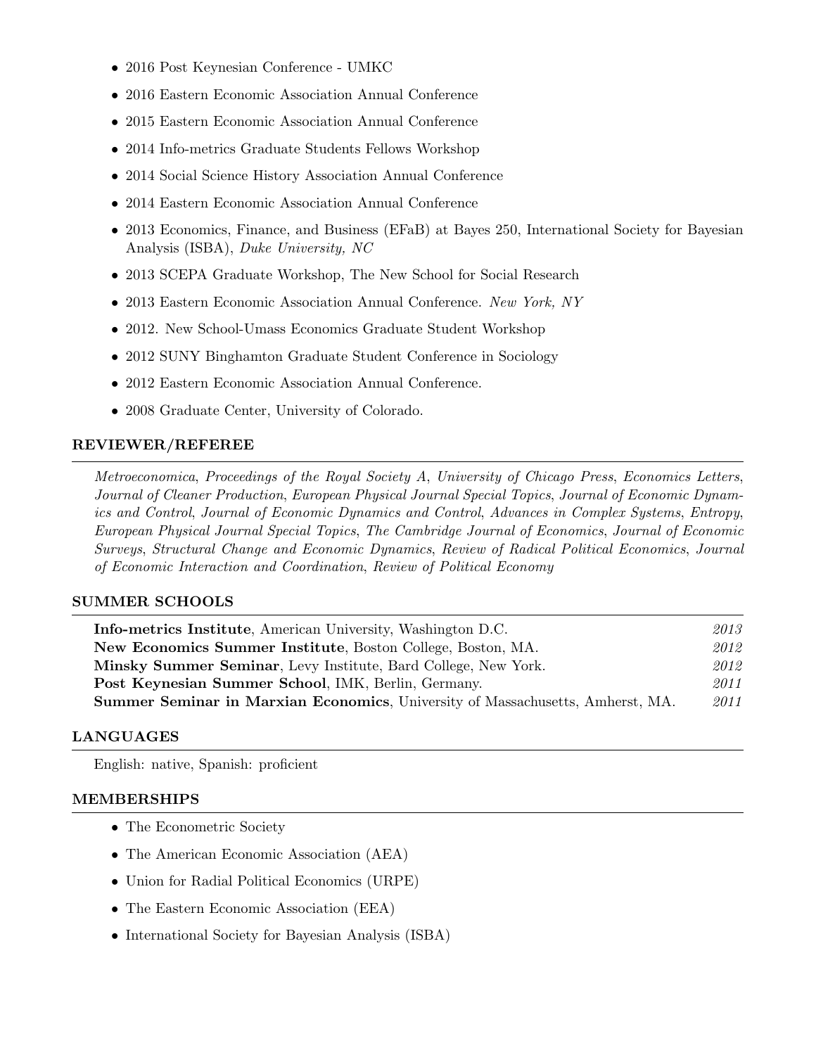- 2016 Post Keynesian Conference - UMKC
- 2016 Eastern Economic Association Annual Conference
- 2015 Eastern Economic Association Annual Conference
- 2014 Info-metrics Graduate Students Fellows Workshop
- 2014 Social Science History Association Annual Conference
- 2014 Eastern Economic Association Annual Conference
- 2013 Economics, Finance, and Business (EFaB) at Bayes 250, International Society for Bayesian Analysis (ISBA), *Duke University, NC*
- 2013 SCEPA Graduate Workshop, The New School for Social Research
- 2013 Eastern Economic Association Annual Conference. *New York, NY*
- 2012. New School-Umass Economics Graduate Student Workshop
- 2012 SUNY Binghamton Graduate Student Conference in Sociology
- 2012 Eastern Economic Association Annual Conference.
- 2008 Graduate Center, University of Colorado.

## REVIEWER/REFEREE

*Metroeconomica*, *Proceedings of the Royal Society A*, *University of Chicago Press*, *Economics Letters*, *Journal of Cleaner Production*, *European Physical Journal Special Topics*, *Journal of Economic Dynamics and Control*, *Journal of Economic Dynamics and Control*, *Advances in Complex Systems*, *Entropy*, *European Physical Journal Special Topics*, *The Cambridge Journal of Economics*, *Journal of Economic Surveys*, *Structural Change and Economic Dynamics*, *Review of Radical Political Economics*, *Journal of Economic Interaction and Coordination*, *Review of Political Economy*

## SUMMER SCHOOLS

| | |
|---|---|
| **Info-metrics Institute**, American University, Washington D.C. | *2013* |
| **New Economics Summer Institute**, Boston College, Boston, MA. | *2012* |
| **Minsky Summer Seminar**, Levy Institute, Bard College, New York. | *2012* |
| **Post Keynesian Summer School**, IMK, Berlin, Germany. | *2011* |
| **Summer Seminar in Marxian Economics**, University of Massachusetts, Amherst, MA. | *2011* |

## LANGUAGES

English: native, Spanish: proficient

## MEMBERSHIPS

- The Econometric Society
- The American Economic Association (AEA)
- Union for Radial Political Economics (URPE)
- The Eastern Economic Association (EEA)
- International Society for Bayesian Analysis (ISBA)